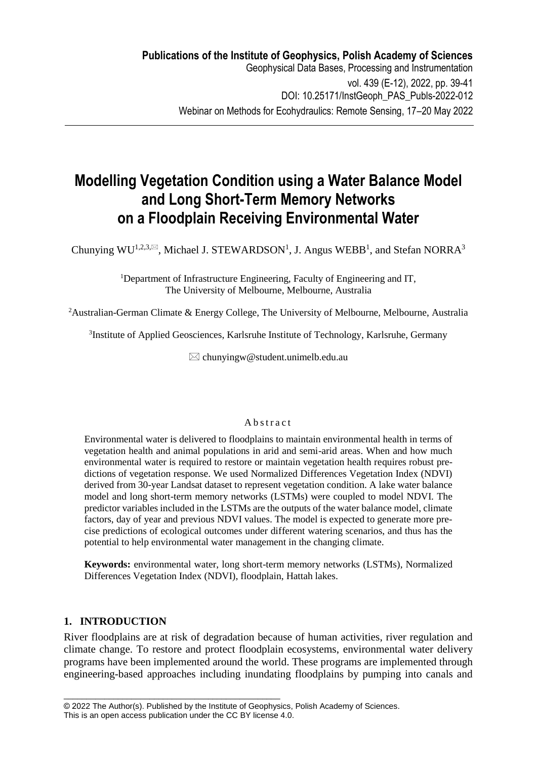# Modelling Vegetation Condition using a Water Balance Model and Long Short-Term Memory Networks on a Floodplain Receiving Environmental Water

Chunying WU[1,2,3,✉], Michael J. STEWARDSON[1], J. Angus WEBB[1], and Stefan NORRA[3]

[1]Department of Infrastructure Engineering, Faculty of Engineering and IT, The University of Melbourne, Melbourne, Australia

[2]Australian-German Climate & Energy College, The University of Melbourne, Melbourne, Australia

[3]Institute of Applied Geosciences, Karlsruhe Institute of Technology, Karlsruhe, Germany

✉ chunyingw@student.unimelb.edu.au

## Abstract

Environmental water is delivered to floodplains to maintain environmental health in terms of vegetation health and animal populations in arid and semi-arid areas. When and how much environmental water is required to restore or maintain vegetation health requires robust predictions of vegetation response. We used Normalized Differences Vegetation Index (NDVI) derived from 30-year Landsat dataset to represent vegetation condition. A lake water balance model and long short-term memory networks (LSTMs) were coupled to model NDVI. The predictor variables included in the LSTMs are the outputs of the water balance model, climate factors, day of year and previous NDVI values. The model is expected to generate more precise predictions of ecological outcomes under different watering scenarios, and thus has the potential to help environmental water management in the changing climate.

**Keywords:** environmental water, long short-term memory networks (LSTMs), Normalized Differences Vegetation Index (NDVI), floodplain, Hattah lakes.

## 1. INTRODUCTION

River floodplains are at risk of degradation because of human activities, river regulation and climate change. To restore and protect floodplain ecosystems, environmental water delivery programs have been implemented around the world. These programs are implemented through engineering-based approaches including inundating floodplains by pumping into canals and

© 2022 The Author(s). Published by the Institute of Geophysics, Polish Academy of Sciences. This is an open access publication under the CC BY license 4.0.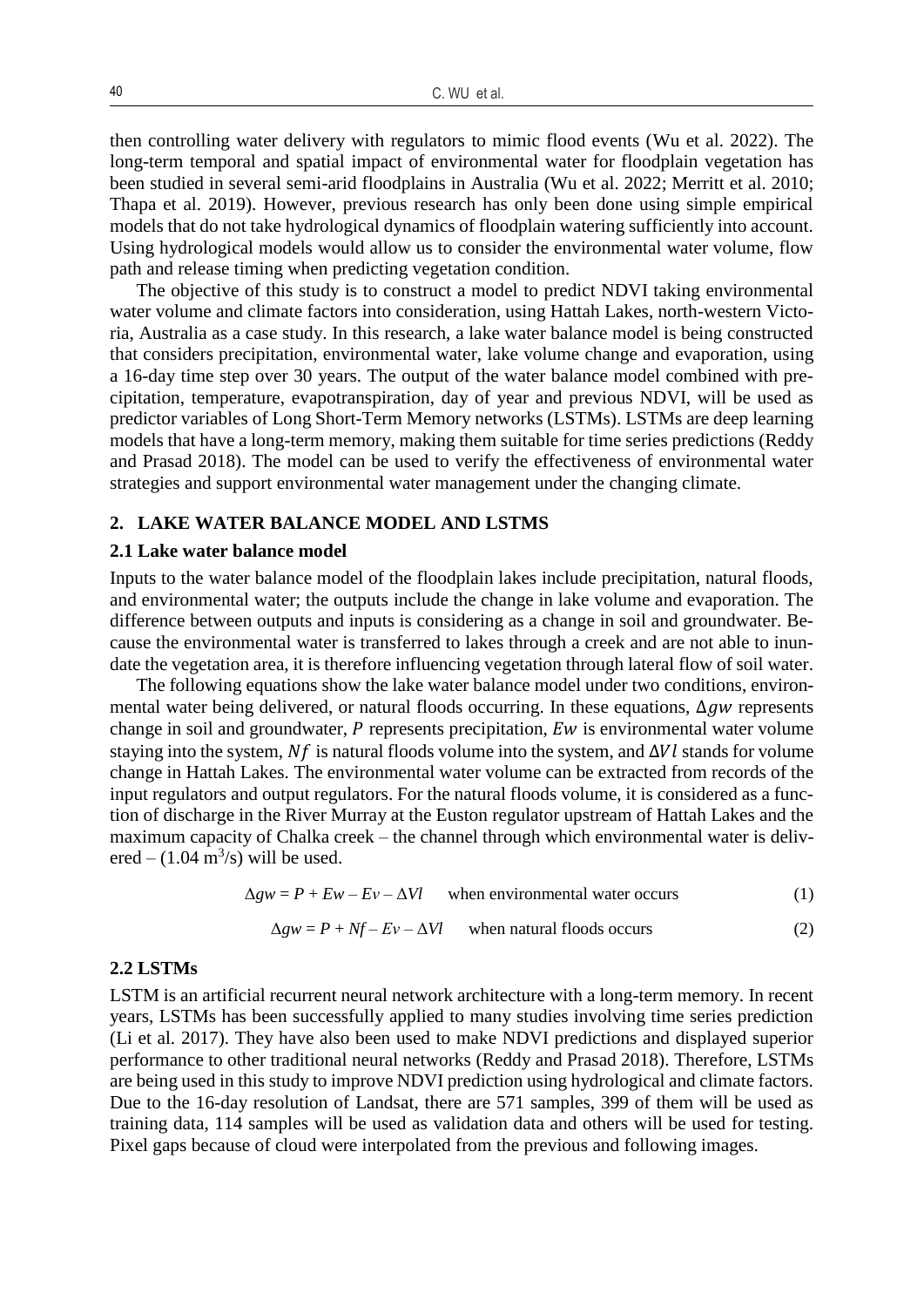then controlling water delivery with regulators to mimic flood events (Wu et al. 2022). The long-term temporal and spatial impact of environmental water for floodplain vegetation has been studied in several semi-arid floodplains in Australia (Wu et al. 2022; Merritt et al. 2010; Thapa et al. 2019). However, previous research has only been done using simple empirical models that do not take hydrological dynamics of floodplain watering sufficiently into account. Using hydrological models would allow us to consider the environmental water volume, flow path and release timing when predicting vegetation condition.

The objective of this study is to construct a model to predict NDVI taking environmental water volume and climate factors into consideration, using Hattah Lakes, north-western Victoria, Australia as a case study. In this research, a lake water balance model is being constructed that considers precipitation, environmental water, lake volume change and evaporation, using a 16-day time step over 30 years. The output of the water balance model combined with precipitation, temperature, evapotranspiration, day of year and previous NDVI, will be used as predictor variables of Long Short-Term Memory networks (LSTMs). LSTMs are deep learning models that have a long-term memory, making them suitable for time series predictions (Reddy and Prasad 2018). The model can be used to verify the effectiveness of environmental water strategies and support environmental water management under the changing climate.

## 2. LAKE WATER BALANCE MODEL AND LSTMS

### 2.1 Lake water balance model

Inputs to the water balance model of the floodplain lakes include precipitation, natural floods, and environmental water; the outputs include the change in lake volume and evaporation. The difference between outputs and inputs is considering as a change in soil and groundwater. Because the environmental water is transferred to lakes through a creek and are not able to inundate the vegetation area, it is therefore influencing vegetation through lateral flow of soil water.

The following equations show the lake water balance model under two conditions, environmental water being delivered, or natural floods occurring. In these equations, $\Delta gw$ represents change in soil and groundwater, $P$ represents precipitation, $Ew$ is environmental water volume staying into the system, $Nf$ is natural floods volume into the system, and $\Delta Vl$ stands for volume change in Hattah Lakes. The environmental water volume can be extracted from records of the input regulators and output regulators. For the natural floods volume, it is considered as a function of discharge in the River Murray at the Euston regulator upstream of Hattah Lakes and the maximum capacity of Chalka creek – the channel through which environmental water is delivered – ($1.04\ m^3/s$) will be used.

$$\Delta gw = P + Ew - Ev - \Delta Vl \quad \text{when environmental water occurs} \tag{1}$$

$$\Delta gw = P + Nf - Ev - \Delta Vl \quad \text{when natural floods occurs} \tag{2}$$

### 2.2 LSTMs

LSTM is an artificial recurrent neural network architecture with a long-term memory. In recent years, LSTMs has been successfully applied to many studies involving time series prediction (Li et al. 2017). They have also been used to make NDVI predictions and displayed superior performance to other traditional neural networks (Reddy and Prasad 2018). Therefore, LSTMs are being used in this study to improve NDVI prediction using hydrological and climate factors. Due to the 16-day resolution of Landsat, there are 571 samples, 399 of them will be used as training data, 114 samples will be used as validation data and others will be used for testing. Pixel gaps because of cloud were interpolated from the previous and following images.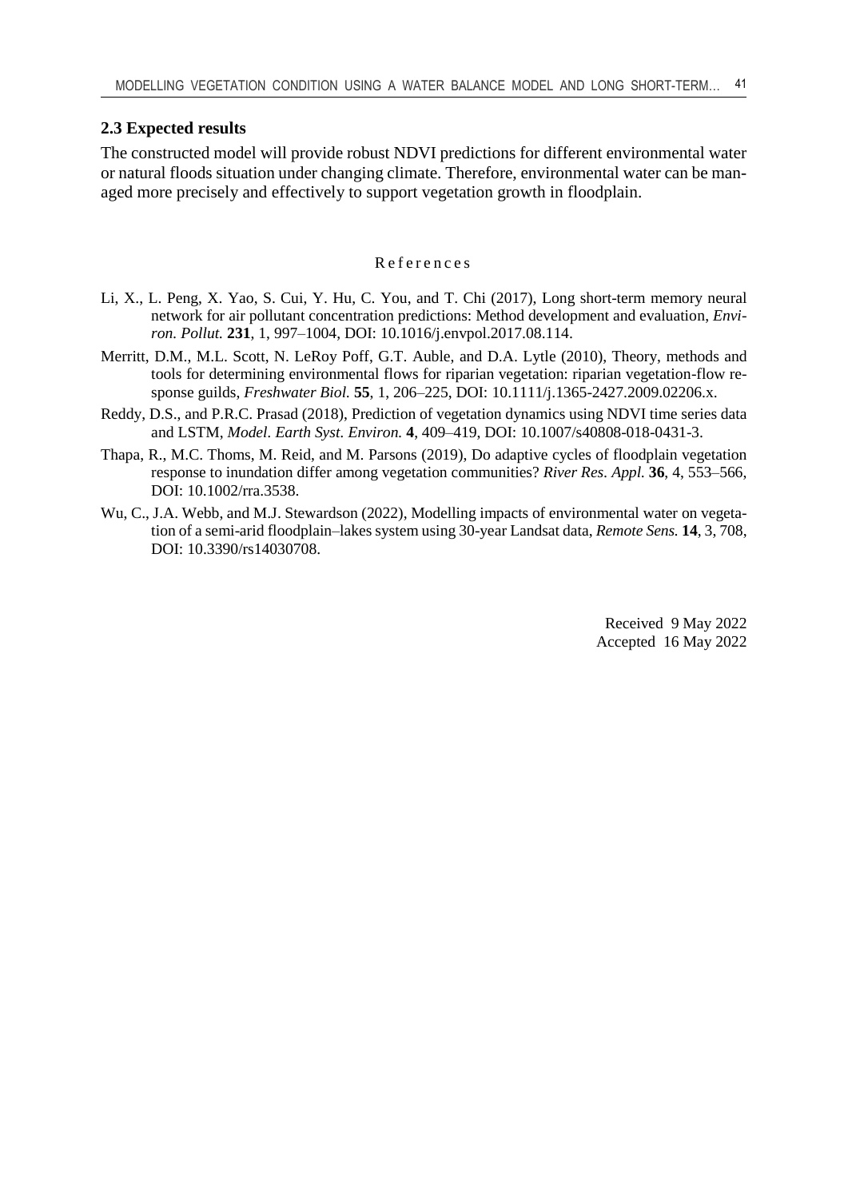## 2.3 Expected results

The constructed model will provide robust NDVI predictions for different environmental water or natural floods situation under changing climate. Therefore, environmental water can be managed more precisely and effectively to support vegetation growth in floodplain.

## References

Li, X., L. Peng, X. Yao, S. Cui, Y. Hu, C. You, and T. Chi (2017), Long short-term memory neural network for air pollutant concentration predictions: Method development and evaluation, *Environ. Pollut.* **231**, 1, 997–1004, DOI: 10.1016/j.envpol.2017.08.114.

Merritt, D.M., M.L. Scott, N. LeRoy Poff, G.T. Auble, and D.A. Lytle (2010), Theory, methods and tools for determining environmental flows for riparian vegetation: riparian vegetation-flow response guilds, *Freshwater Biol.* **55**, 1, 206–225, DOI: 10.1111/j.1365-2427.2009.02206.x.

Reddy, D.S., and P.R.C. Prasad (2018), Prediction of vegetation dynamics using NDVI time series data and LSTM, *Model. Earth Syst. Environ.* **4**, 409–419, DOI: 10.1007/s40808-018-0431-3.

Thapa, R., M.C. Thoms, M. Reid, and M. Parsons (2019), Do adaptive cycles of floodplain vegetation response to inundation differ among vegetation communities? *River Res. Appl.* **36**, 4, 553–566, DOI: 10.1002/rra.3538.

Wu, C., J.A. Webb, and M.J. Stewardson (2022), Modelling impacts of environmental water on vegetation of a semi-arid floodplain–lakes system using 30-year Landsat data, *Remote Sens.* **14**, 3, 708, DOI: 10.3390/rs14030708.

Received 9 May 2022
Accepted 16 May 2022